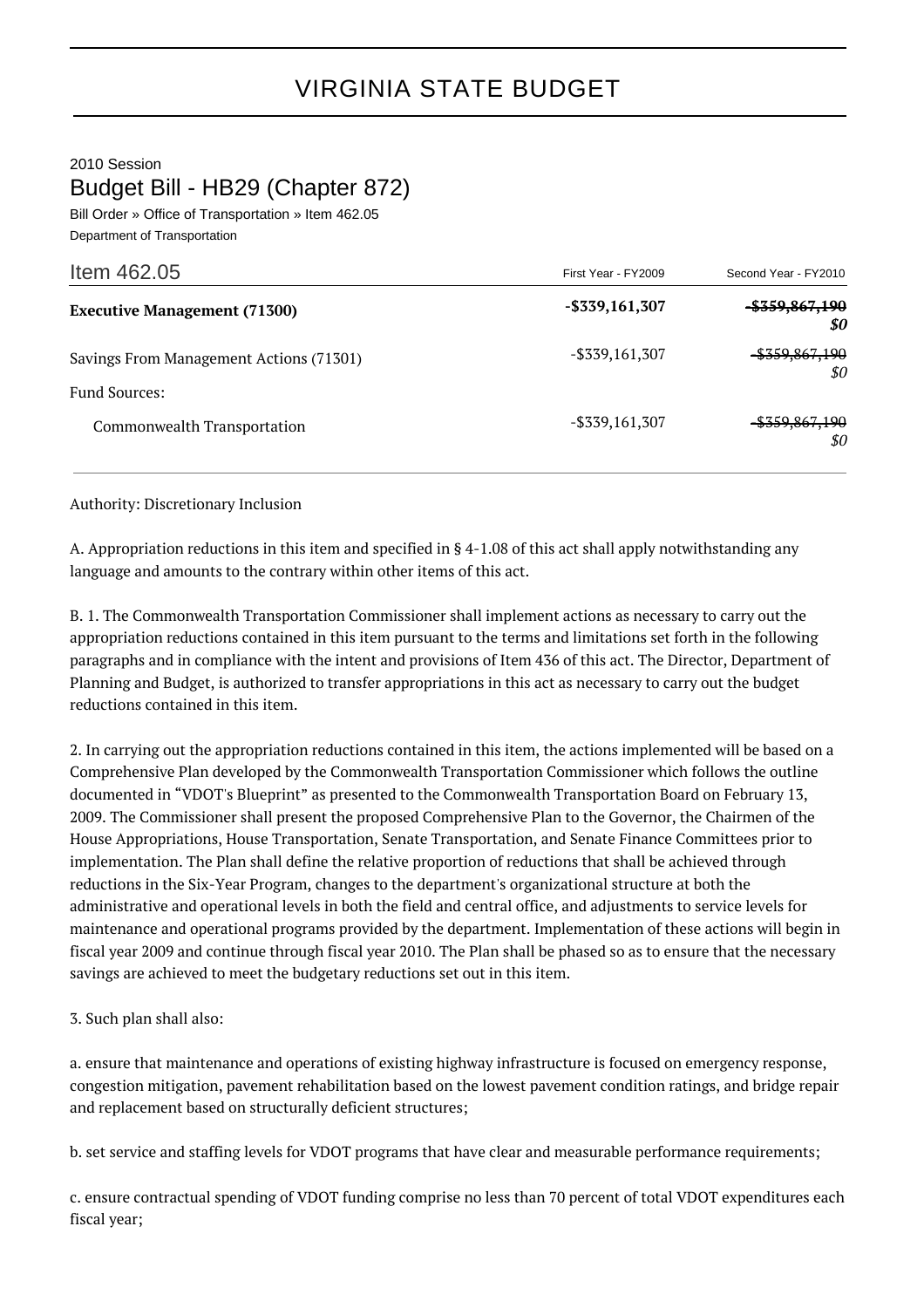# VIRGINIA STATE BUDGET

2010 Session

## Budget Bill - HB29 (Chapter 872)

Bill Order » Office of Transportation » Item 462.05

Department of Transportation

| Item 462.05 | First Year - FY2009 | Second Year - FY2010 |
|---|---|---|
| **Executive Management (71300)** | **-$339,161,307** | ~~**-$359,867,190**~~ ***$0*** |
| Savings From Management Actions (71301) | -$339,161,307 | ~~-$359,867,190~~ *$0* |
| Fund Sources: | | |
| Commonwealth Transportation | -$339,161,307 | ~~-$359,867,190~~ *$0* |

Authority: Discretionary Inclusion

A. Appropriation reductions in this item and specified in § 4-1.08 of this act shall apply notwithstanding any language and amounts to the contrary within other items of this act.

B. 1. The Commonwealth Transportation Commissioner shall implement actions as necessary to carry out the appropriation reductions contained in this item pursuant to the terms and limitations set forth in the following paragraphs and in compliance with the intent and provisions of Item 436 of this act. The Director, Department of Planning and Budget, is authorized to transfer appropriations in this act as necessary to carry out the budget reductions contained in this item.

2. In carrying out the appropriation reductions contained in this item, the actions implemented will be based on a Comprehensive Plan developed by the Commonwealth Transportation Commissioner which follows the outline documented in "VDOT's Blueprint" as presented to the Commonwealth Transportation Board on February 13, 2009. The Commissioner shall present the proposed Comprehensive Plan to the Governor, the Chairmen of the House Appropriations, House Transportation, Senate Transportation, and Senate Finance Committees prior to implementation. The Plan shall define the relative proportion of reductions that shall be achieved through reductions in the Six-Year Program, changes to the department's organizational structure at both the administrative and operational levels in both the field and central office, and adjustments to service levels for maintenance and operational programs provided by the department. Implementation of these actions will begin in fiscal year 2009 and continue through fiscal year 2010. The Plan shall be phased so as to ensure that the necessary savings are achieved to meet the budgetary reductions set out in this item.

3. Such plan shall also:

a. ensure that maintenance and operations of existing highway infrastructure is focused on emergency response, congestion mitigation, pavement rehabilitation based on the lowest pavement condition ratings, and bridge repair and replacement based on structurally deficient structures;

b. set service and staffing levels for VDOT programs that have clear and measurable performance requirements;

c. ensure contractual spending of VDOT funding comprise no less than 70 percent of total VDOT expenditures each fiscal year;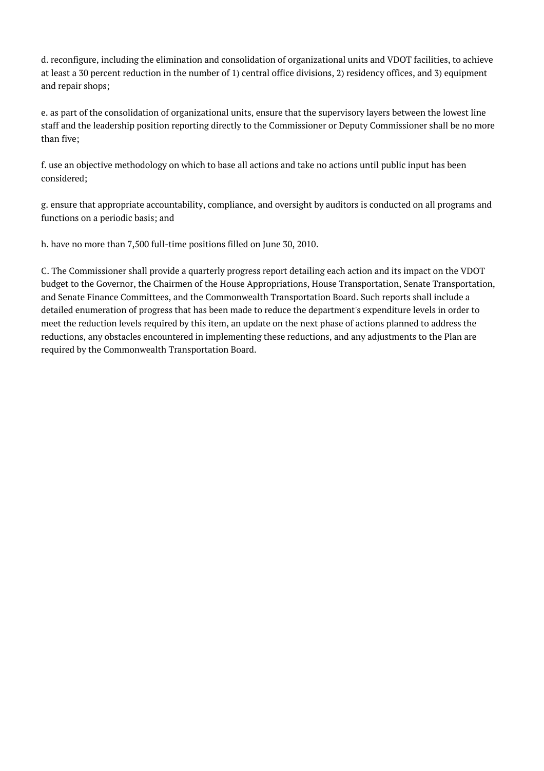d. reconfigure, including the elimination and consolidation of organizational units and VDOT facilities, to achieve at least a 30 percent reduction in the number of 1) central office divisions, 2) residency offices, and 3) equipment and repair shops;

e. as part of the consolidation of organizational units, ensure that the supervisory layers between the lowest line staff and the leadership position reporting directly to the Commissioner or Deputy Commissioner shall be no more than five;

f. use an objective methodology on which to base all actions and take no actions until public input has been considered;

g. ensure that appropriate accountability, compliance, and oversight by auditors is conducted on all programs and functions on a periodic basis; and

h. have no more than 7,500 full-time positions filled on June 30, 2010.

C. The Commissioner shall provide a quarterly progress report detailing each action and its impact on the VDOT budget to the Governor, the Chairmen of the House Appropriations, House Transportation, Senate Transportation, and Senate Finance Committees, and the Commonwealth Transportation Board. Such reports shall include a detailed enumeration of progress that has been made to reduce the department's expenditure levels in order to meet the reduction levels required by this item, an update on the next phase of actions planned to address the reductions, any obstacles encountered in implementing these reductions, and any adjustments to the Plan are required by the Commonwealth Transportation Board.